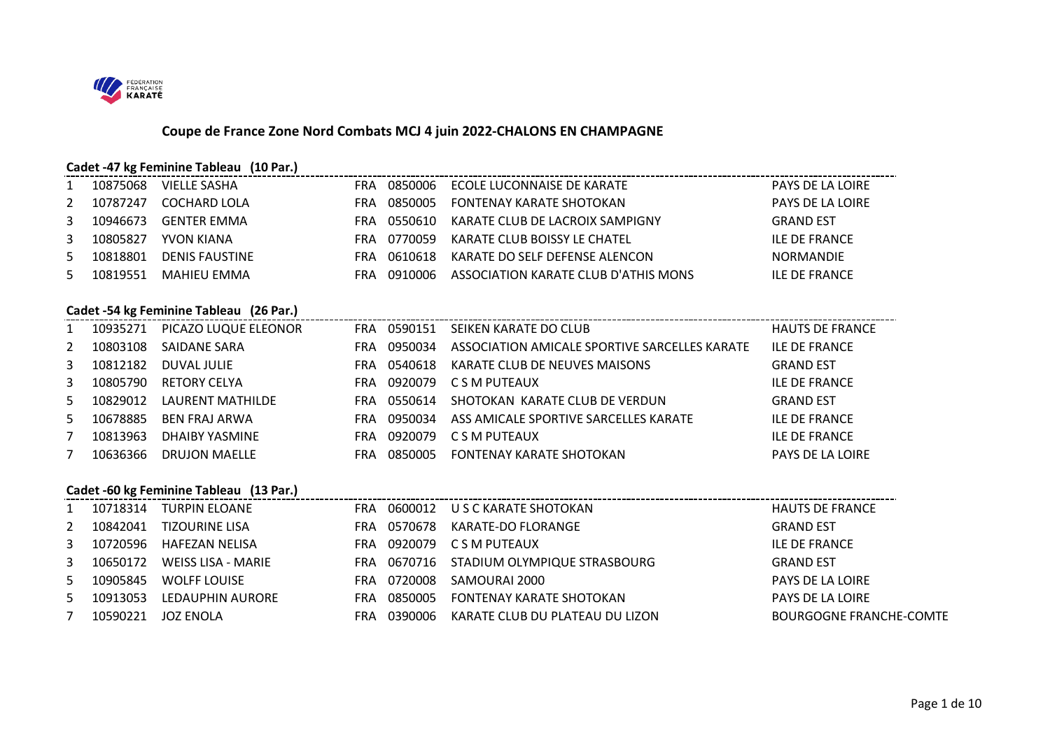# Coupe de France Zone Nord Combats MCJ 4 juin 2022-CHALONS EN CHAMPAGNE

## Cadet -47 kg Feminine Tableau (10 Par.)

| | | | | | | |
|---|---|---|---|---|---|---|
| 1 | 10875068 | VIELLE SASHA | FRA | 0850006 | ECOLE LUCONNAISE DE KARATE | PAYS DE LA LOIRE |
| 2 | 10787247 | COCHARD LOLA | FRA | 0850005 | FONTENAY KARATE SHOTOKAN | PAYS DE LA LOIRE |
| 3 | 10946673 | GENTER EMMA | FRA | 0550610 | KARATE CLUB DE LACROIX SAMPIGNY | GRAND EST |
| 3 | 10805827 | YVON KIANA | FRA | 0770059 | KARATE CLUB BOISSY LE CHATEL | ILE DE FRANCE |
| 5 | 10818801 | DENIS FAUSTINE | FRA | 0610618 | KARATE DO SELF DEFENSE ALENCON | NORMANDIE |
| 5 | 10819551 | MAHIEU EMMA | FRA | 0910006 | ASSOCIATION KARATE CLUB D'ATHIS MONS | ILE DE FRANCE |

## Cadet -54 kg Feminine Tableau (26 Par.)

| | | | | | | |
|---|---|---|---|---|---|---|
| 1 | 10935271 | PICAZO LUQUE ELEONOR | FRA | 0590151 | SEIKEN KARATE DO CLUB | HAUTS DE FRANCE |
| 2 | 10803108 | SAIDANE SARA | FRA | 0950034 | ASSOCIATION AMICALE SPORTIVE SARCELLES KARATE | ILE DE FRANCE |
| 3 | 10812182 | DUVAL JULIE | FRA | 0540618 | KARATE CLUB DE NEUVES MAISONS | GRAND EST |
| 3 | 10805790 | RETORY CELYA | FRA | 0920079 | C S M PUTEAUX | ILE DE FRANCE |
| 5 | 10829012 | LAURENT MATHILDE | FRA | 0550614 | SHOTOKAN KARATE CLUB DE VERDUN | GRAND EST |
| 5 | 10678885 | BEN FRAJ ARWA | FRA | 0950034 | ASS AMICALE SPORTIVE SARCELLES KARATE | ILE DE FRANCE |
| 7 | 10813963 | DHAIBY YASMINE | FRA | 0920079 | C S M PUTEAUX | ILE DE FRANCE |
| 7 | 10636366 | DRUJON MAELLE | FRA | 0850005 | FONTENAY KARATE SHOTOKAN | PAYS DE LA LOIRE |

## Cadet -60 kg Feminine Tableau (13 Par.)

| | | | | | | |
|---|---|---|---|---|---|---|
| 1 | 10718314 | TURPIN ELOANE | FRA | 0600012 | U S C KARATE SHOTOKAN | HAUTS DE FRANCE |
| 2 | 10842041 | TIZOURINE LISA | FRA | 0570678 | KARATE-DO FLORANGE | GRAND EST |
| 3 | 10720596 | HAFEZAN NELISA | FRA | 0920079 | C S M PUTEAUX | ILE DE FRANCE |
| 3 | 10650172 | WEISS LISA - MARIE | FRA | 0670716 | STADIUM OLYMPIQUE STRASBOURG | GRAND EST |
| 5 | 10905845 | WOLFF LOUISE | FRA | 0720008 | SAMOURAI 2000 | PAYS DE LA LOIRE |
| 5 | 10913053 | LEDAUPHIN AURORE | FRA | 0850005 | FONTENAY KARATE SHOTOKAN | PAYS DE LA LOIRE |
| 7 | 10590221 | JOZ ENOLA | FRA | 0390006 | KARATE CLUB DU PLATEAU DU LIZON | BOURGOGNE FRANCHE-COMTE |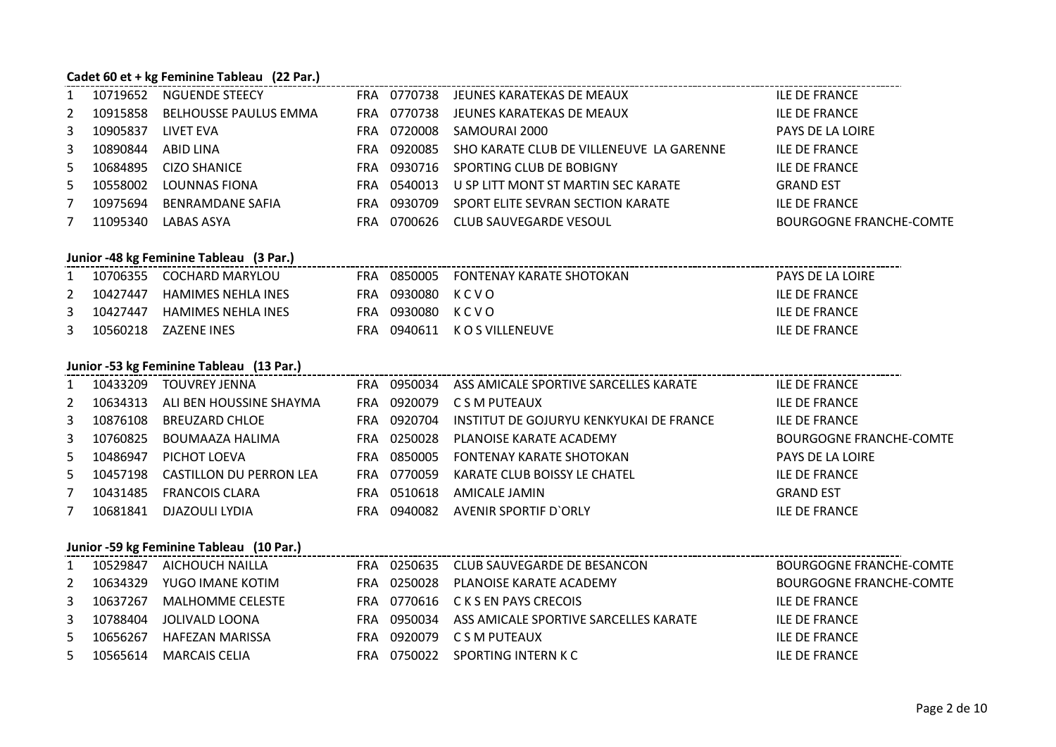**Cadet 60 et + kg Feminine Tableau (22 Par.)**

| | | | | | | |
|---|---|---|---|---|---|---|
| 1 | 10719652 | NGUENDE STEECY | FRA | 0770738 | JEUNES KARATEKAS DE MEAUX | ILE DE FRANCE |
| 2 | 10915858 | BELHOUSSE PAULUS EMMA | FRA | 0770738 | JEUNES KARATEKAS DE MEAUX | ILE DE FRANCE |
| 3 | 10905837 | LIVET EVA | FRA | 0720008 | SAMOURAI 2000 | PAYS DE LA LOIRE |
| 3 | 10890844 | ABID LINA | FRA | 0920085 | SHO KARATE CLUB DE VILLENEUVE LA GARENNE | ILE DE FRANCE |
| 5 | 10684895 | CIZO SHANICE | FRA | 0930716 | SPORTING CLUB DE BOBIGNY | ILE DE FRANCE |
| 5 | 10558002 | LOUNNAS FIONA | FRA | 0540013 | U SP LITT MONT ST MARTIN SEC KARATE | GRAND EST |
| 7 | 10975694 | BENRAMDANE SAFIA | FRA | 0930709 | SPORT ELITE SEVRAN SECTION KARATE | ILE DE FRANCE |
| 7 | 11095340 | LABAS ASYA | FRA | 0700626 | CLUB SAUVEGARDE VESOUL | BOURGOGNE FRANCHE-COMTE |

**Junior -48 kg Feminine Tableau (3 Par.)**

| | | | | | | |
|---|---|---|---|---|---|---|
| 1 | 10706355 | COCHARD MARYLOU | FRA | 0850005 | FONTENAY KARATE SHOTOKAN | PAYS DE LA LOIRE |
| 2 | 10427447 | HAMIMES NEHLA INES | FRA | 0930080 | K C V O | ILE DE FRANCE |
| 3 | 10427447 | HAMIMES NEHLA INES | FRA | 0930080 | K C V O | ILE DE FRANCE |
| 3 | 10560218 | ZAZENE INES | FRA | 0940611 | K O S VILLENEUVE | ILE DE FRANCE |

**Junior -53 kg Feminine Tableau (13 Par.)**

| | | | | | | |
|---|---|---|---|---|---|---|
| 1 | 10433209 | TOUVREY JENNA | FRA | 0950034 | ASS AMICALE SPORTIVE SARCELLES KARATE | ILE DE FRANCE |
| 2 | 10634313 | ALI BEN HOUSSINE SHAYMA | FRA | 0920079 | C S M PUTEAUX | ILE DE FRANCE |
| 3 | 10876108 | BREUZARD CHLOE | FRA | 0920704 | INSTITUT DE GOJURYU KENKYUKAI DE FRANCE | ILE DE FRANCE |
| 3 | 10760825 | BOUMAAZA HALIMA | FRA | 0250028 | PLANOISE KARATE ACADEMY | BOURGOGNE FRANCHE-COMTE |
| 5 | 10486947 | PICHOT LOEVA | FRA | 0850005 | FONTENAY KARATE SHOTOKAN | PAYS DE LA LOIRE |
| 5 | 10457198 | CASTILLON DU PERRON LEA | FRA | 0770059 | KARATE CLUB BOISSY LE CHATEL | ILE DE FRANCE |
| 7 | 10431485 | FRANCOIS CLARA | FRA | 0510618 | AMICALE JAMIN | GRAND EST |
| 7 | 10681841 | DJAZOULI LYDIA | FRA | 0940082 | AVENIR SPORTIF D`ORLY | ILE DE FRANCE |

**Junior -59 kg Feminine Tableau (10 Par.)**

| | | | | | | |
|---|---|---|---|---|---|---|
| 1 | 10529847 | AICHOUCH NAILLA | FRA | 0250635 | CLUB SAUVEGARDE DE BESANCON | BOURGOGNE FRANCHE-COMTE |
| 2 | 10634329 | YUGO IMANE KOTIM | FRA | 0250028 | PLANOISE KARATE ACADEMY | BOURGOGNE FRANCHE-COMTE |
| 3 | 10637267 | MALHOMME CELESTE | FRA | 0770616 | C K S EN PAYS CRECOIS | ILE DE FRANCE |
| 3 | 10788404 | JOLIVALD LOONA | FRA | 0950034 | ASS AMICALE SPORTIVE SARCELLES KARATE | ILE DE FRANCE |
| 5 | 10656267 | HAFEZAN MARISSA | FRA | 0920079 | C S M PUTEAUX | ILE DE FRANCE |
| 5 | 10565614 | MARCAIS CELIA | FRA | 0750022 | SPORTING INTERN K C | ILE DE FRANCE |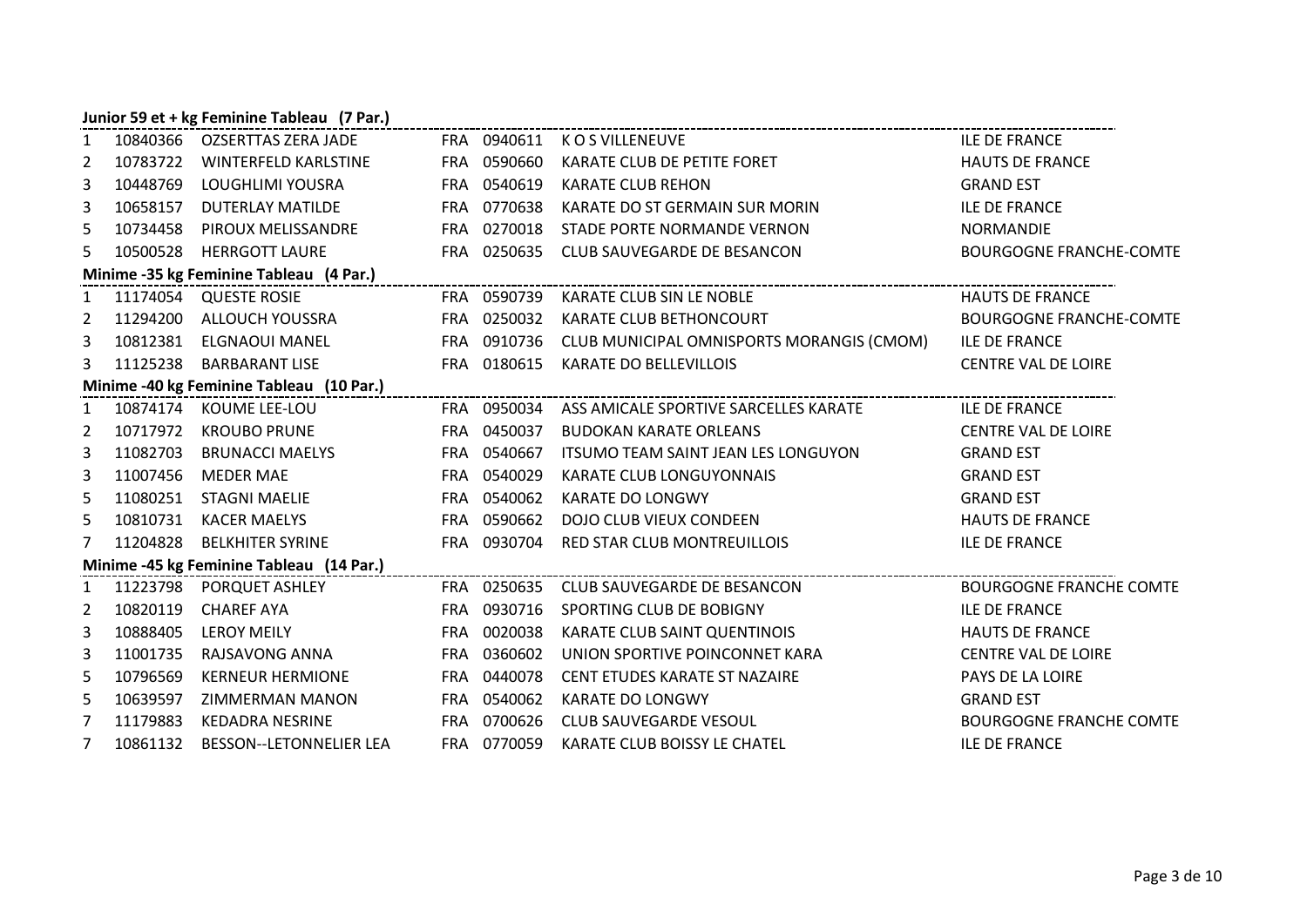**Junior 59 et + kg Feminine Tableau (7 Par.)**

| | | | | | | |
|---|---|---|---|---|---|---|
| 1 | 10840366 | OZSERTTAS ZERA JADE | FRA | 0940611 | K O S VILLENEUVE | ILE DE FRANCE |
| 2 | 10783722 | WINTERFELD KARLSTINE | FRA | 0590660 | KARATE CLUB DE PETITE FORET | HAUTS DE FRANCE |
| 3 | 10448769 | LOUGHLIMI YOUSRA | FRA | 0540619 | KARATE CLUB REHON | GRAND EST |
| 3 | 10658157 | DUTERLAY MATILDE | FRA | 0770638 | KARATE DO ST GERMAIN SUR MORIN | ILE DE FRANCE |
| 5 | 10734458 | PIROUX MELISSANDRE | FRA | 0270018 | STADE PORTE NORMANDE VERNON | NORMANDIE |
| 5 | 10500528 | HERRGOTT LAURE | FRA | 0250635 | CLUB SAUVEGARDE DE BESANCON | BOURGOGNE FRANCHE-COMTE |

**Minime -35 kg Feminine Tableau (4 Par.)**

| | | | | | | |
|---|---|---|---|---|---|---|
| 1 | 11174054 | QUESTE ROSIE | FRA | 0590739 | KARATE CLUB SIN LE NOBLE | HAUTS DE FRANCE |
| 2 | 11294200 | ALLOUCH YOUSSRA | FRA | 0250032 | KARATE CLUB BETHONCOURT | BOURGOGNE FRANCHE-COMTE |
| 3 | 10812381 | ELGNAOUI MANEL | FRA | 0910736 | CLUB MUNICIPAL OMNISPORTS MORANGIS (CMOM) | ILE DE FRANCE |
| 3 | 11125238 | BARBARANT LISE | FRA | 0180615 | KARATE DO BELLEVILLOIS | CENTRE VAL DE LOIRE |

**Minime -40 kg Feminine Tableau (10 Par.)**

| | | | | | | |
|---|---|---|---|---|---|---|
| 1 | 10874174 | KOUME LEE-LOU | FRA | 0950034 | ASS AMICALE SPORTIVE SARCELLES KARATE | ILE DE FRANCE |
| 2 | 10717972 | KROUBO PRUNE | FRA | 0450037 | BUDOKAN KARATE ORLEANS | CENTRE VAL DE LOIRE |
| 3 | 11082703 | BRUNACCI MAELYS | FRA | 0540667 | ITSUMO TEAM SAINT JEAN LES LONGUYON | GRAND EST |
| 3 | 11007456 | MEDER MAE | FRA | 0540029 | KARATE CLUB LONGUYONNAIS | GRAND EST |
| 5 | 11080251 | STAGNI MAELIE | FRA | 0540062 | KARATE DO LONGWY | GRAND EST |
| 5 | 10810731 | KACER MAELYS | FRA | 0590662 | DOJO CLUB VIEUX CONDEEN | HAUTS DE FRANCE |
| 7 | 11204828 | BELKHITER SYRINE | FRA | 0930704 | RED STAR CLUB MONTREUILLOIS | ILE DE FRANCE |

**Minime -45 kg Feminine Tableau (14 Par.)**

| | | | | | | |
|---|---|---|---|---|---|---|
| 1 | 11223798 | PORQUET ASHLEY | FRA | 0250635 | CLUB SAUVEGARDE DE BESANCON | BOURGOGNE FRANCHE COMTE |
| 2 | 10820119 | CHAREF AYA | FRA | 0930716 | SPORTING CLUB DE BOBIGNY | ILE DE FRANCE |
| 3 | 10888405 | LEROY MEILY | FRA | 0020038 | KARATE CLUB SAINT QUENTINOIS | HAUTS DE FRANCE |
| 3 | 11001735 | RAJSAVONG ANNA | FRA | 0360602 | UNION SPORTIVE POINCONNET KARA | CENTRE VAL DE LOIRE |
| 5 | 10796569 | KERNEUR HERMIONE | FRA | 0440078 | CENT ETUDES KARATE ST NAZAIRE | PAYS DE LA LOIRE |
| 5 | 10639597 | ZIMMERMAN MANON | FRA | 0540062 | KARATE DO LONGWY | GRAND EST |
| 7 | 11179883 | KEDADRA NESRINE | FRA | 0700626 | CLUB SAUVEGARDE VESOUL | BOURGOGNE FRANCHE COMTE |
| 7 | 10861132 | BESSON--LETONNELIER LEA | FRA | 0770059 | KARATE CLUB BOISSY LE CHATEL | ILE DE FRANCE |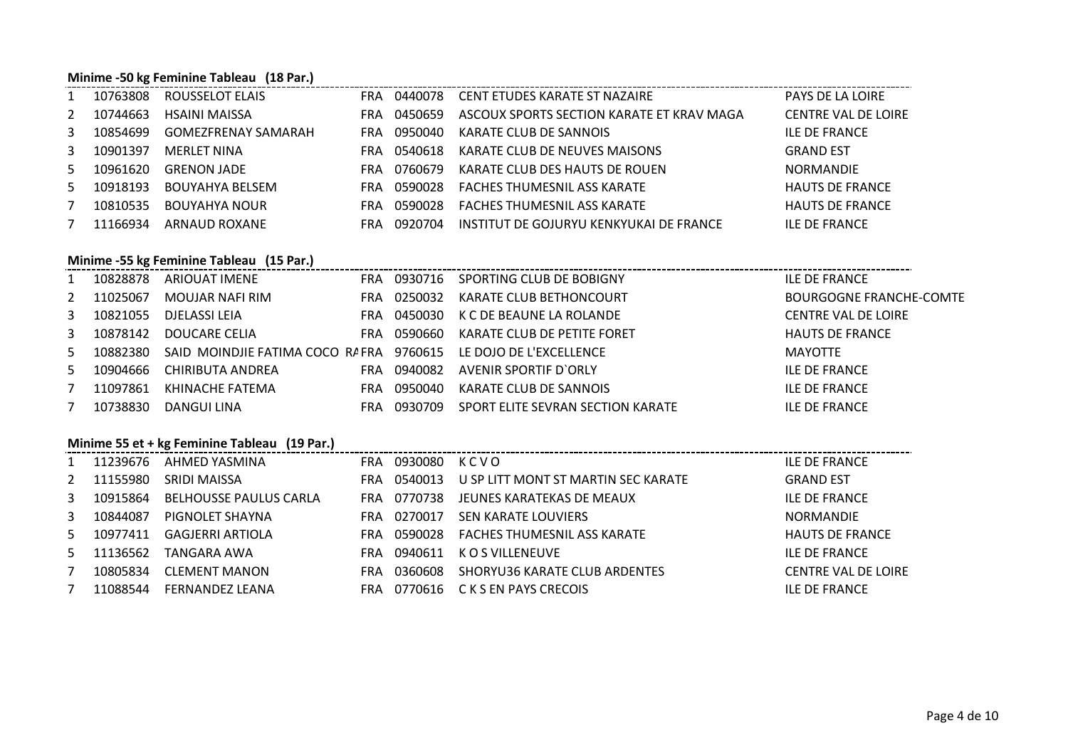### Minime -50 kg Feminine Tableau (18 Par.)

| | | | | | | |
|---|---|---|---|---|---|---|
| 1 | 10763808 | ROUSSELOT ELAIS | FRA | 0440078 | CENT ETUDES KARATE ST NAZAIRE | PAYS DE LA LOIRE |
| 2 | 10744663 | HSAINI MAISSA | FRA | 0450659 | ASCOUX SPORTS SECTION KARATE ET KRAV MAGA | CENTRE VAL DE LOIRE |
| 3 | 10854699 | GOMEZFRENAY SAMARAH | FRA | 0950040 | KARATE CLUB DE SANNOIS | ILE DE FRANCE |
| 3 | 10901397 | MERLET NINA | FRA | 0540618 | KARATE CLUB DE NEUVES MAISONS | GRAND EST |
| 5 | 10961620 | GRENON JADE | FRA | 0760679 | KARATE CLUB DES HAUTS DE ROUEN | NORMANDIE |
| 5 | 10918193 | BOUYAHYA BELSEM | FRA | 0590028 | FACHES THUMESNIL ASS KARATE | HAUTS DE FRANCE |
| 7 | 10810535 | BOUYAHYA NOUR | FRA | 0590028 | FACHES THUMESNIL ASS KARATE | HAUTS DE FRANCE |
| 7 | 11166934 | ARNAUD ROXANE | FRA | 0920704 | INSTITUT DE GOJURYU KENKYUKAI DE FRANCE | ILE DE FRANCE |

### Minime -55 kg Feminine Tableau (15 Par.)

| | | | | | | |
|---|---|---|---|---|---|---|
| 1 | 10828878 | ARIOUAT IMENE | FRA | 0930716 | SPORTING CLUB DE BOBIGNY | ILE DE FRANCE |
| 2 | 11025067 | MOUJAR NAFI RIM | FRA | 0250032 | KARATE CLUB BETHONCOURT | BOURGOGNE FRANCHE-COMTE |
| 3 | 10821055 | DJELASSI LEIA | FRA | 0450030 | K C DE BEAUNE LA ROLANDE | CENTRE VAL DE LOIRE |
| 3 | 10878142 | DOUCARE CELIA | FRA | 0590660 | KARATE CLUB DE PETITE FORET | HAUTS DE FRANCE |
| 5 | 10882380 | SAID MOINDJIE FATIMA COCO RA | FRA | 9760615 | LE DOJO DE L'EXCELLENCE | MAYOTTE |
| 5 | 10904666 | CHIRIBUTA ANDREA | FRA | 0940082 | AVENIR SPORTIF D`ORLY | ILE DE FRANCE |
| 7 | 11097861 | KHINACHE FATEMA | FRA | 0950040 | KARATE CLUB DE SANNOIS | ILE DE FRANCE |
| 7 | 10738830 | DANGUI LINA | FRA | 0930709 | SPORT ELITE SEVRAN SECTION KARATE | ILE DE FRANCE |

### Minime 55 et + kg Feminine Tableau (19 Par.)

| | | | | | | |
|---|---|---|---|---|---|---|
| 1 | 11239676 | AHMED YASMINA | FRA | 0930080 | K C V O | ILE DE FRANCE |
| 2 | 11155980 | SRIDI MAISSA | FRA | 0540013 | U SP LITT MONT ST MARTIN SEC KARATE | GRAND EST |
| 3 | 10915864 | BELHOUSSE PAULUS CARLA | FRA | 0770738 | JEUNES KARATEKAS DE MEAUX | ILE DE FRANCE |
| 3 | 10844087 | PIGNOLET SHAYNA | FRA | 0270017 | SEN KARATE LOUVIERS | NORMANDIE |
| 5 | 10977411 | GAGJERRI ARTIOLA | FRA | 0590028 | FACHES THUMESNIL ASS KARATE | HAUTS DE FRANCE |
| 5 | 11136562 | TANGARA AWA | FRA | 0940611 | K O S VILLENEUVE | ILE DE FRANCE |
| 7 | 10805834 | CLEMENT MANON | FRA | 0360608 | SHORYU36 KARATE CLUB ARDENTES | CENTRE VAL DE LOIRE |
| 7 | 11088544 | FERNANDEZ LEANA | FRA | 0770616 | C K S EN PAYS CRECOIS | ILE DE FRANCE |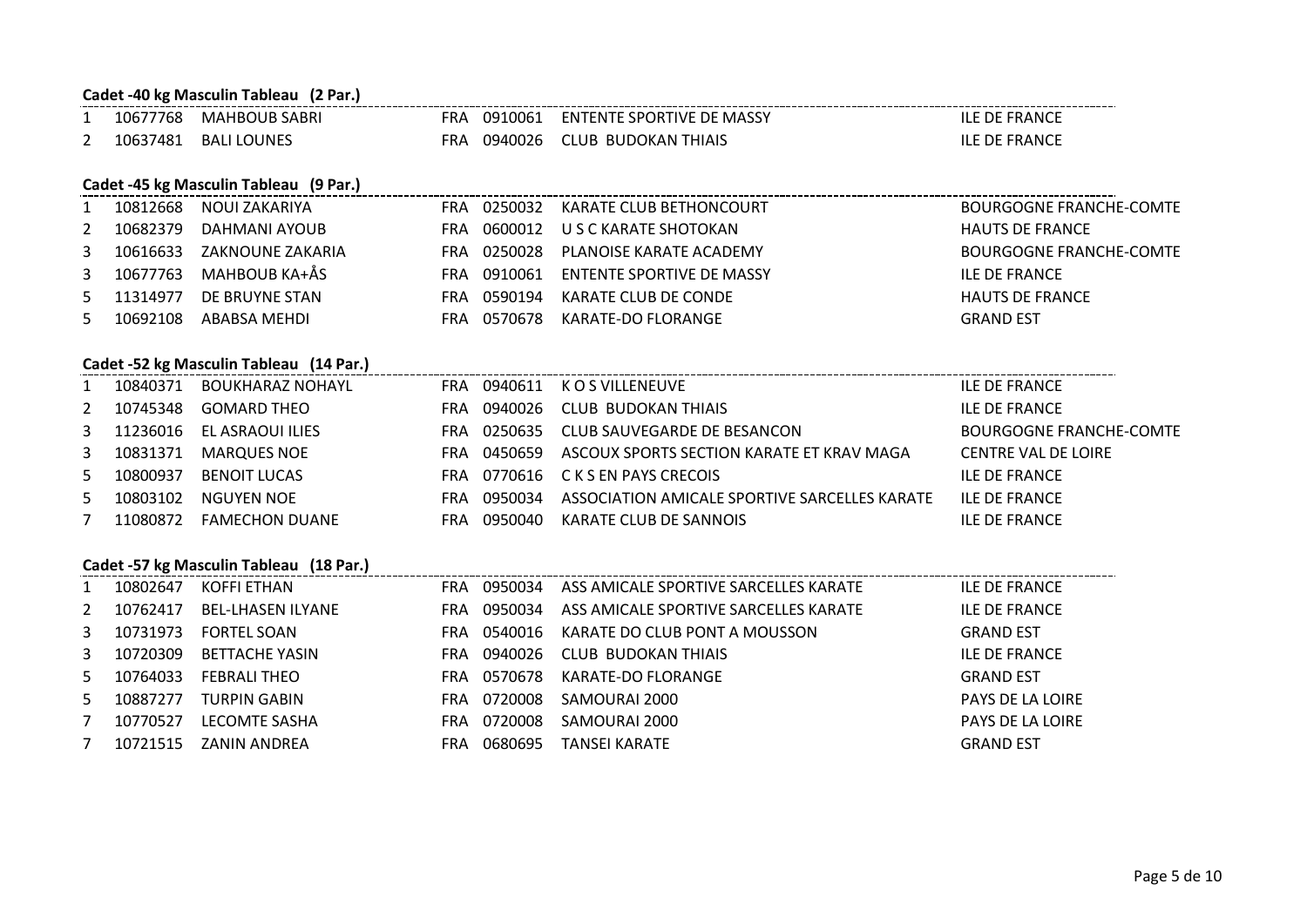**Cadet -40 kg Masculin Tableau (2 Par.)**

| | | | | | | |
|---|---|---|---|---|---|---|
| 1 | 10677768 | MAHBOUB SABRI | FRA | 0910061 | ENTENTE SPORTIVE DE MASSY | ILE DE FRANCE |
| 2 | 10637481 | BALI LOUNES | FRA | 0940026 | CLUB BUDOKAN THIAIS | ILE DE FRANCE |

**Cadet -45 kg Masculin Tableau (9 Par.)**

| | | | | | | |
|---|---|---|---|---|---|---|
| 1 | 10812668 | NOUI ZAKARIYA | FRA | 0250032 | KARATE CLUB BETHONCOURT | BOURGOGNE FRANCHE-COMTE |
| 2 | 10682379 | DAHMANI AYOUB | FRA | 0600012 | U S C KARATE SHOTOKAN | HAUTS DE FRANCE |
| 3 | 10616633 | ZAKNOUNE ZAKARIA | FRA | 0250028 | PLANOISE KARATE ACADEMY | BOURGOGNE FRANCHE-COMTE |
| 3 | 10677763 | MAHBOUB KA+ÅS | FRA | 0910061 | ENTENTE SPORTIVE DE MASSY | ILE DE FRANCE |
| 5 | 11314977 | DE BRUYNE STAN | FRA | 0590194 | KARATE CLUB DE CONDE | HAUTS DE FRANCE |
| 5 | 10692108 | ABABSA MEHDI | FRA | 0570678 | KARATE-DO FLORANGE | GRAND EST |

**Cadet -52 kg Masculin Tableau (14 Par.)**

| | | | | | | |
|---|---|---|---|---|---|---|
| 1 | 10840371 | BOUKHARAZ NOHAYL | FRA | 0940611 | K O S VILLENEUVE | ILE DE FRANCE |
| 2 | 10745348 | GOMARD THEO | FRA | 0940026 | CLUB BUDOKAN THIAIS | ILE DE FRANCE |
| 3 | 11236016 | EL ASRAOUI ILIES | FRA | 0250635 | CLUB SAUVEGARDE DE BESANCON | BOURGOGNE FRANCHE-COMTE |
| 3 | 10831371 | MARQUES NOE | FRA | 0450659 | ASCOUX SPORTS SECTION KARATE ET KRAV MAGA | CENTRE VAL DE LOIRE |
| 5 | 10800937 | BENOIT LUCAS | FRA | 0770616 | C K S EN PAYS CRECOIS | ILE DE FRANCE |
| 5 | 10803102 | NGUYEN NOE | FRA | 0950034 | ASSOCIATION AMICALE SPORTIVE SARCELLES KARATE | ILE DE FRANCE |
| 7 | 11080872 | FAMECHON DUANE | FRA | 0950040 | KARATE CLUB DE SANNOIS | ILE DE FRANCE |

**Cadet -57 kg Masculin Tableau (18 Par.)**

| | | | | | | |
|---|---|---|---|---|---|---|
| 1 | 10802647 | KOFFI ETHAN | FRA | 0950034 | ASS AMICALE SPORTIVE SARCELLES KARATE | ILE DE FRANCE |
| 2 | 10762417 | BEL-LHASEN ILYANE | FRA | 0950034 | ASS AMICALE SPORTIVE SARCELLES KARATE | ILE DE FRANCE |
| 3 | 10731973 | FORTEL SOAN | FRA | 0540016 | KARATE DO CLUB PONT A MOUSSON | GRAND EST |
| 3 | 10720309 | BETTACHE YASIN | FRA | 0940026 | CLUB BUDOKAN THIAIS | ILE DE FRANCE |
| 5 | 10764033 | FEBRALI THEO | FRA | 0570678 | KARATE-DO FLORANGE | GRAND EST |
| 5 | 10887277 | TURPIN GABIN | FRA | 0720008 | SAMOURAI 2000 | PAYS DE LA LOIRE |
| 7 | 10770527 | LECOMTE SASHA | FRA | 0720008 | SAMOURAI 2000 | PAYS DE LA LOIRE |
| 7 | 10721515 | ZANIN ANDREA | FRA | 0680695 | TANSEI KARATE | GRAND EST |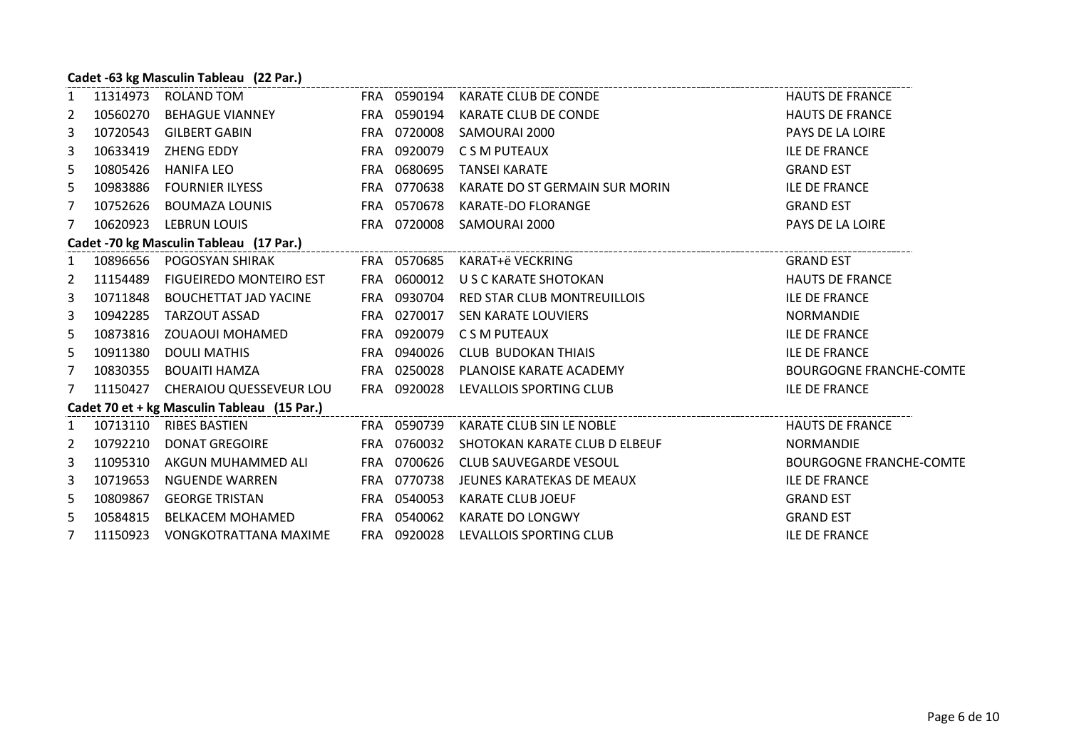**Cadet -63 kg Masculin Tableau (22 Par.)**

| | | | | | | |
|---|---|---|---|---|---|---|
| 1 | 11314973 | ROLAND TOM | FRA | 0590194 | KARATE CLUB DE CONDE | HAUTS DE FRANCE |
| 2 | 10560270 | BEHAGUE VIANNEY | FRA | 0590194 | KARATE CLUB DE CONDE | HAUTS DE FRANCE |
| 3 | 10720543 | GILBERT GABIN | FRA | 0720008 | SAMOURAI 2000 | PAYS DE LA LOIRE |
| 3 | 10633419 | ZHENG EDDY | FRA | 0920079 | C S M PUTEAUX | ILE DE FRANCE |
| 5 | 10805426 | HANIFA LEO | FRA | 0680695 | TANSEI KARATE | GRAND EST |
| 5 | 10983886 | FOURNIER ILYESS | FRA | 0770638 | KARATE DO ST GERMAIN SUR MORIN | ILE DE FRANCE |
| 7 | 10752626 | BOUMAZA LOUNIS | FRA | 0570678 | KARATE-DO FLORANGE | GRAND EST |
| 7 | 10620923 | LEBRUN LOUIS | FRA | 0720008 | SAMOURAI 2000 | PAYS DE LA LOIRE |

**Cadet -70 kg Masculin Tableau (17 Par.)**

| | | | | | | |
|---|---|---|---|---|---|---|
| 1 | 10896656 | POGOSYAN SHIRAK | FRA | 0570685 | KARAT+ë VECKRING | GRAND EST |
| 2 | 11154489 | FIGUEIREDO MONTEIRO EST | FRA | 0600012 | U S C KARATE SHOTOKAN | HAUTS DE FRANCE |
| 3 | 10711848 | BOUCHETTAT JAD YACINE | FRA | 0930704 | RED STAR CLUB MONTREUILLOIS | ILE DE FRANCE |
| 3 | 10942285 | TARZOUT ASSAD | FRA | 0270017 | SEN KARATE LOUVIERS | NORMANDIE |
| 5 | 10873816 | ZOUAOUI MOHAMED | FRA | 0920079 | C S M PUTEAUX | ILE DE FRANCE |
| 5 | 10911380 | DOULI MATHIS | FRA | 0940026 | CLUB BUDOKAN THIAIS | ILE DE FRANCE |
| 7 | 10830355 | BOUAITI HAMZA | FRA | 0250028 | PLANOISE KARATE ACADEMY | BOURGOGNE FRANCHE-COMTE |
| 7 | 11150427 | CHERAIOU QUESSEVEUR LOU | FRA | 0920028 | LEVALLOIS SPORTING CLUB | ILE DE FRANCE |

**Cadet 70 et + kg Masculin Tableau (15 Par.)**

| | | | | | | |
|---|---|---|---|---|---|---|
| 1 | 10713110 | RIBES BASTIEN | FRA | 0590739 | KARATE CLUB SIN LE NOBLE | HAUTS DE FRANCE |
| 2 | 10792210 | DONAT GREGOIRE | FRA | 0760032 | SHOTOKAN KARATE CLUB D ELBEUF | NORMANDIE |
| 3 | 11095310 | AKGUN MUHAMMED ALI | FRA | 0700626 | CLUB SAUVEGARDE VESOUL | BOURGOGNE FRANCHE-COMTE |
| 3 | 10719653 | NGUENDE WARREN | FRA | 0770738 | JEUNES KARATEKAS DE MEAUX | ILE DE FRANCE |
| 5 | 10809867 | GEORGE TRISTAN | FRA | 0540053 | KARATE CLUB JOEUF | GRAND EST |
| 5 | 10584815 | BELKACEM MOHAMED | FRA | 0540062 | KARATE DO LONGWY | GRAND EST |
| 7 | 11150923 | VONGKOTRATTANA MAXIME | FRA | 0920028 | LEVALLOIS SPORTING CLUB | ILE DE FRANCE |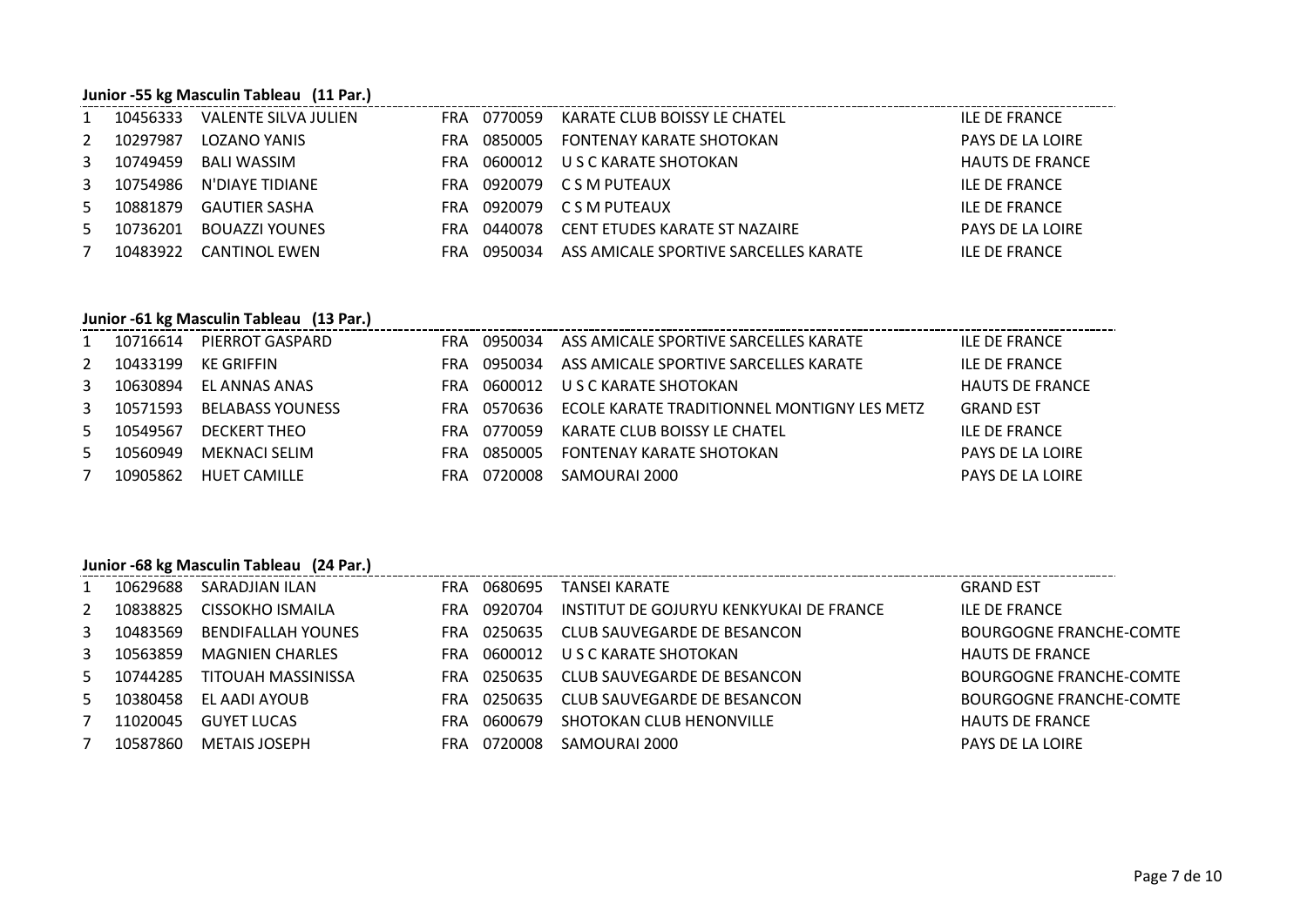**Junior -55 kg Masculin Tableau (11 Par.)**

| | | | | | | |
|---|---|---|---|---|---|---|
| 1 | 10456333 | VALENTE SILVA JULIEN | FRA | 0770059 | KARATE CLUB BOISSY LE CHATEL | ILE DE FRANCE |
| 2 | 10297987 | LOZANO YANIS | FRA | 0850005 | FONTENAY KARATE SHOTOKAN | PAYS DE LA LOIRE |
| 3 | 10749459 | BALI WASSIM | FRA | 0600012 | U S C KARATE SHOTOKAN | HAUTS DE FRANCE |
| 3 | 10754986 | N'DIAYE TIDIANE | FRA | 0920079 | C S M PUTEAUX | ILE DE FRANCE |
| 5 | 10881879 | GAUTIER SASHA | FRA | 0920079 | C S M PUTEAUX | ILE DE FRANCE |
| 5 | 10736201 | BOUAZZI YOUNES | FRA | 0440078 | CENT ETUDES KARATE ST NAZAIRE | PAYS DE LA LOIRE |
| 7 | 10483922 | CANTINOL EWEN | FRA | 0950034 | ASS AMICALE SPORTIVE SARCELLES KARATE | ILE DE FRANCE |

**Junior -61 kg Masculin Tableau (13 Par.)**

| | | | | | | |
|---|---|---|---|---|---|---|
| 1 | 10716614 | PIERROT GASPARD | FRA | 0950034 | ASS AMICALE SPORTIVE SARCELLES KARATE | ILE DE FRANCE |
| 2 | 10433199 | KE GRIFFIN | FRA | 0950034 | ASS AMICALE SPORTIVE SARCELLES KARATE | ILE DE FRANCE |
| 3 | 10630894 | EL ANNAS ANAS | FRA | 0600012 | U S C KARATE SHOTOKAN | HAUTS DE FRANCE |
| 3 | 10571593 | BELABASS YOUNESS | FRA | 0570636 | ECOLE KARATE TRADITIONNEL MONTIGNY LES METZ | GRAND EST |
| 5 | 10549567 | DECKERT THEO | FRA | 0770059 | KARATE CLUB BOISSY LE CHATEL | ILE DE FRANCE |
| 5 | 10560949 | MEKNACI SELIM | FRA | 0850005 | FONTENAY KARATE SHOTOKAN | PAYS DE LA LOIRE |
| 7 | 10905862 | HUET CAMILLE | FRA | 0720008 | SAMOURAI 2000 | PAYS DE LA LOIRE |

**Junior -68 kg Masculin Tableau (24 Par.)**

| | | | | | | |
|---|---|---|---|---|---|---|
| 1 | 10629688 | SARADJIAN ILAN | FRA | 0680695 | TANSEI KARATE | GRAND EST |
| 2 | 10838825 | CISSOKHO ISMAILA | FRA | 0920704 | INSTITUT DE GOJURYU KENKYUKAI DE FRANCE | ILE DE FRANCE |
| 3 | 10483569 | BENDIFALLAH YOUNES | FRA | 0250635 | CLUB SAUVEGARDE DE BESANCON | BOURGOGNE FRANCHE-COMTE |
| 3 | 10563859 | MAGNIEN CHARLES | FRA | 0600012 | U S C KARATE SHOTOKAN | HAUTS DE FRANCE |
| 5 | 10744285 | TITOUAH MASSINISSA | FRA | 0250635 | CLUB SAUVEGARDE DE BESANCON | BOURGOGNE FRANCHE-COMTE |
| 5 | 10380458 | EL AADI AYOUB | FRA | 0250635 | CLUB SAUVEGARDE DE BESANCON | BOURGOGNE FRANCHE-COMTE |
| 7 | 11020045 | GUYET LUCAS | FRA | 0600679 | SHOTOKAN CLUB HENONVILLE | HAUTS DE FRANCE |
| 7 | 10587860 | METAIS JOSEPH | FRA | 0720008 | SAMOURAI 2000 | PAYS DE LA LOIRE |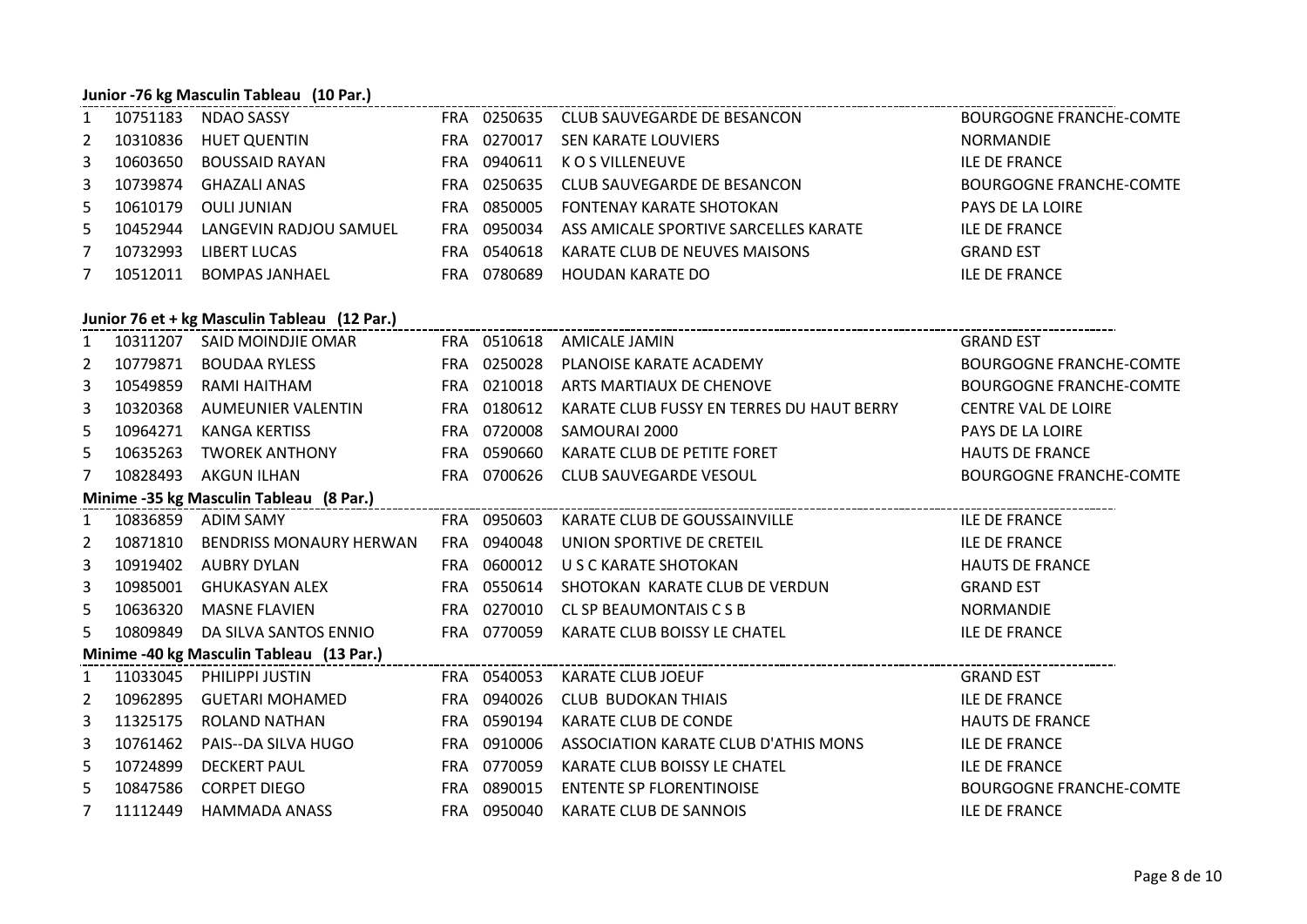**Junior -76 kg Masculin Tableau (10 Par.)**

| | | | | | | |
|---|---|---|---|---|---|---|
| 1 | 10751183 | NDAO SASSY | FRA | 0250635 | CLUB SAUVEGARDE DE BESANCON | BOURGOGNE FRANCHE-COMTE |
| 2 | 10310836 | HUET QUENTIN | FRA | 0270017 | SEN KARATE LOUVIERS | NORMANDIE |
| 3 | 10603650 | BOUSSAID RAYAN | FRA | 0940611 | K O S VILLENEUVE | ILE DE FRANCE |
| 3 | 10739874 | GHAZALI ANAS | FRA | 0250635 | CLUB SAUVEGARDE DE BESANCON | BOURGOGNE FRANCHE-COMTE |
| 5 | 10610179 | OULI JUNIAN | FRA | 0850005 | FONTENAY KARATE SHOTOKAN | PAYS DE LA LOIRE |
| 5 | 10452944 | LANGEVIN RADJOU SAMUEL | FRA | 0950034 | ASS AMICALE SPORTIVE SARCELLES KARATE | ILE DE FRANCE |
| 7 | 10732993 | LIBERT LUCAS | FRA | 0540618 | KARATE CLUB DE NEUVES MAISONS | GRAND EST |
| 7 | 10512011 | BOMPAS JANHAEL | FRA | 0780689 | HOUDAN KARATE DO | ILE DE FRANCE |

**Junior 76 et + kg Masculin Tableau (12 Par.)**

| | | | | | | |
|---|---|---|---|---|---|---|
| 1 | 10311207 | SAID MOINDJIE OMAR | FRA | 0510618 | AMICALE JAMIN | GRAND EST |
| 2 | 10779871 | BOUDAA RYLESS | FRA | 0250028 | PLANOISE KARATE ACADEMY | BOURGOGNE FRANCHE-COMTE |
| 3 | 10549859 | RAMI HAITHAM | FRA | 0210018 | ARTS MARTIAUX DE CHENOVE | BOURGOGNE FRANCHE-COMTE |
| 3 | 10320368 | AUMEUNIER VALENTIN | FRA | 0180612 | KARATE CLUB FUSSY EN TERRES DU HAUT BERRY | CENTRE VAL DE LOIRE |
| 5 | 10964271 | KANGA KERTISS | FRA | 0720008 | SAMOURAI 2000 | PAYS DE LA LOIRE |
| 5 | 10635263 | TWOREK ANTHONY | FRA | 0590660 | KARATE CLUB DE PETITE FORET | HAUTS DE FRANCE |
| 7 | 10828493 | AKGUN ILHAN | FRA | 0700626 | CLUB SAUVEGARDE VESOUL | BOURGOGNE FRANCHE-COMTE |

**Minime -35 kg Masculin Tableau (8 Par.)**

| | | | | | | |
|---|---|---|---|---|---|---|
| 1 | 10836859 | ADIM SAMY | FRA | 0950603 | KARATE CLUB DE GOUSSAINVILLE | ILE DE FRANCE |
| 2 | 10871810 | BENDRISS MONAURY HERWAN | FRA | 0940048 | UNION SPORTIVE DE CRETEIL | ILE DE FRANCE |
| 3 | 10919402 | AUBRY DYLAN | FRA | 0600012 | U S C KARATE SHOTOKAN | HAUTS DE FRANCE |
| 3 | 10985001 | GHUKASYAN ALEX | FRA | 0550614 | SHOTOKAN KARATE CLUB DE VERDUN | GRAND EST |
| 5 | 10636320 | MASNE FLAVIEN | FRA | 0270010 | CL SP BEAUMONTAIS C S B | NORMANDIE |
| 5 | 10809849 | DA SILVA SANTOS ENNIO | FRA | 0770059 | KARATE CLUB BOISSY LE CHATEL | ILE DE FRANCE |

**Minime -40 kg Masculin Tableau (13 Par.)**

| | | | | | | |
|---|---|---|---|---|---|---|
| 1 | 11033045 | PHILIPPI JUSTIN | FRA | 0540053 | KARATE CLUB JOEUF | GRAND EST |
| 2 | 10962895 | GUETARI MOHAMED | FRA | 0940026 | CLUB BUDOKAN THIAIS | ILE DE FRANCE |
| 3 | 11325175 | ROLAND NATHAN | FRA | 0590194 | KARATE CLUB DE CONDE | HAUTS DE FRANCE |
| 3 | 10761462 | PAIS--DA SILVA HUGO | FRA | 0910006 | ASSOCIATION KARATE CLUB D'ATHIS MONS | ILE DE FRANCE |
| 5 | 10724899 | DECKERT PAUL | FRA | 0770059 | KARATE CLUB BOISSY LE CHATEL | ILE DE FRANCE |
| 5 | 10847586 | CORPET DIEGO | FRA | 0890015 | ENTENTE SP FLORENTINOISE | BOURGOGNE FRANCHE-COMTE |
| 7 | 11112449 | HAMMADA ANASS | FRA | 0950040 | KARATE CLUB DE SANNOIS | ILE DE FRANCE |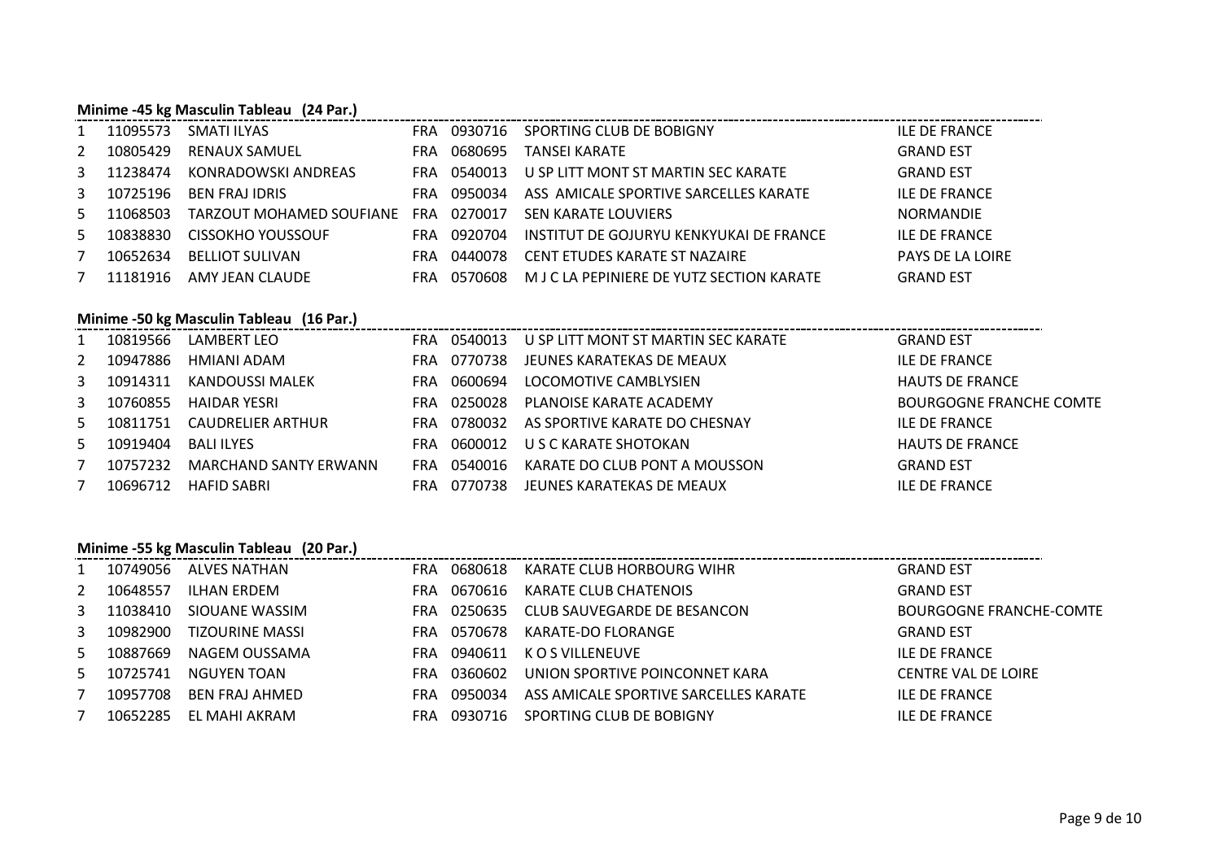**Minime -45 kg Masculin Tableau (24 Par.)**

| | | | | | | |
|---|---|---|---|---|---|---|
| 1 | 11095573 | SMATI ILYAS | FRA | 0930716 | SPORTING CLUB DE BOBIGNY | ILE DE FRANCE |
| 2 | 10805429 | RENAUX SAMUEL | FRA | 0680695 | TANSEI KARATE | GRAND EST |
| 3 | 11238474 | KONRADOWSKI ANDREAS | FRA | 0540013 | U SP LITT MONT ST MARTIN SEC KARATE | GRAND EST |
| 3 | 10725196 | BEN FRAJ IDRIS | FRA | 0950034 | ASS AMICALE SPORTIVE SARCELLES KARATE | ILE DE FRANCE |
| 5 | 11068503 | TARZOUT MOHAMED SOUFIANE | FRA | 0270017 | SEN KARATE LOUVIERS | NORMANDIE |
| 5 | 10838830 | CISSOKHO YOUSSOUF | FRA | 0920704 | INSTITUT DE GOJURYU KENKYUKAI DE FRANCE | ILE DE FRANCE |
| 7 | 10652634 | BELLIOT SULIVAN | FRA | 0440078 | CENT ETUDES KARATE ST NAZAIRE | PAYS DE LA LOIRE |
| 7 | 11181916 | AMY JEAN CLAUDE | FRA | 0570608 | M J C LA PEPINIERE DE YUTZ SECTION KARATE | GRAND EST |

**Minime -50 kg Masculin Tableau (16 Par.)**

| | | | | | | |
|---|---|---|---|---|---|---|
| 1 | 10819566 | LAMBERT LEO | FRA | 0540013 | U SP LITT MONT ST MARTIN SEC KARATE | GRAND EST |
| 2 | 10947886 | HMIANI ADAM | FRA | 0770738 | JEUNES KARATEKAS DE MEAUX | ILE DE FRANCE |
| 3 | 10914311 | KANDOUSSI MALEK | FRA | 0600694 | LOCOMOTIVE CAMBLYSIEN | HAUTS DE FRANCE |
| 3 | 10760855 | HAIDAR YESRI | FRA | 0250028 | PLANOISE KARATE ACADEMY | BOURGOGNE FRANCHE COMTE |
| 5 | 10811751 | CAUDRELIER ARTHUR | FRA | 0780032 | AS SPORTIVE KARATE DO CHESNAY | ILE DE FRANCE |
| 5 | 10919404 | BALI ILYES | FRA | 0600012 | U S C KARATE SHOTOKAN | HAUTS DE FRANCE |
| 7 | 10757232 | MARCHAND SANTY ERWANN | FRA | 0540016 | KARATE DO CLUB PONT A MOUSSON | GRAND EST |
| 7 | 10696712 | HAFID SABRI | FRA | 0770738 | JEUNES KARATEKAS DE MEAUX | ILE DE FRANCE |

**Minime -55 kg Masculin Tableau (20 Par.)**

| | | | | | | |
|---|---|---|---|---|---|---|
| 1 | 10749056 | ALVES NATHAN | FRA | 0680618 | KARATE CLUB HORBOURG WIHR | GRAND EST |
| 2 | 10648557 | ILHAN ERDEM | FRA | 0670616 | KARATE CLUB CHATENOIS | GRAND EST |
| 3 | 11038410 | SIOUANE WASSIM | FRA | 0250635 | CLUB SAUVEGARDE DE BESANCON | BOURGOGNE FRANCHE-COMTE |
| 3 | 10982900 | TIZOURINE MASSI | FRA | 0570678 | KARATE-DO FLORANGE | GRAND EST |
| 5 | 10887669 | NAGEM OUSSAMA | FRA | 0940611 | K O S VILLENEUVE | ILE DE FRANCE |
| 5 | 10725741 | NGUYEN TOAN | FRA | 0360602 | UNION SPORTIVE POINCONNET KARA | CENTRE VAL DE LOIRE |
| 7 | 10957708 | BEN FRAJ AHMED | FRA | 0950034 | ASS AMICALE SPORTIVE SARCELLES KARATE | ILE DE FRANCE |
| 7 | 10652285 | EL MAHI AKRAM | FRA | 0930716 | SPORTING CLUB DE BOBIGNY | ILE DE FRANCE |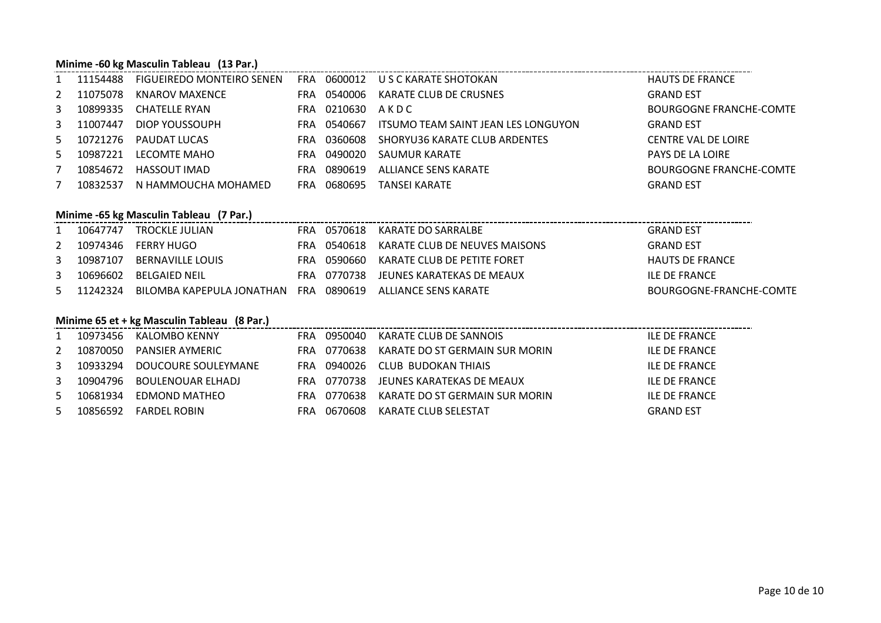**Minime -60 kg Masculin Tableau (13 Par.)**

| | | | | | | |
|---|---|---|---|---|---|---|
| 1 | 11154488 | FIGUEIREDO MONTEIRO SENEN | FRA | 0600012 | U S C KARATE SHOTOKAN | HAUTS DE FRANCE |
| 2 | 11075078 | KNAROV MAXENCE | FRA | 0540006 | KARATE CLUB DE CRUSNES | GRAND EST |
| 3 | 10899335 | CHATELLE RYAN | FRA | 0210630 | A K D C | BOURGOGNE FRANCHE-COMTE |
| 3 | 11007447 | DIOP YOUSSOUPH | FRA | 0540667 | ITSUMO TEAM SAINT JEAN LES LONGUYON | GRAND EST |
| 5 | 10721276 | PAUDAT LUCAS | FRA | 0360608 | SHORYU36 KARATE CLUB ARDENTES | CENTRE VAL DE LOIRE |
| 5 | 10987221 | LECOMTE MAHO | FRA | 0490020 | SAUMUR KARATE | PAYS DE LA LOIRE |
| 7 | 10854672 | HASSOUT IMAD | FRA | 0890619 | ALLIANCE SENS KARATE | BOURGOGNE FRANCHE-COMTE |
| 7 | 10832537 | N HAMMOUCHA MOHAMED | FRA | 0680695 | TANSEI KARATE | GRAND EST |

**Minime -65 kg Masculin Tableau (7 Par.)**

| | | | | | | |
|---|---|---|---|---|---|---|
| 1 | 10647747 | TROCKLE JULIAN | FRA | 0570618 | KARATE DO SARRALBE | GRAND EST |
| 2 | 10974346 | FERRY HUGO | FRA | 0540618 | KARATE CLUB DE NEUVES MAISONS | GRAND EST |
| 3 | 10987107 | BERNAVILLE LOUIS | FRA | 0590660 | KARATE CLUB DE PETITE FORET | HAUTS DE FRANCE |
| 3 | 10696602 | BELGAIED NEIL | FRA | 0770738 | JEUNES KARATEKAS DE MEAUX | ILE DE FRANCE |
| 5 | 11242324 | BILOMBA KAPEPULA JONATHAN | FRA | 0890619 | ALLIANCE SENS KARATE | BOURGOGNE-FRANCHE-COMTE |

**Minime 65 et + kg Masculin Tableau (8 Par.)**

| | | | | | | |
|---|---|---|---|---|---|---|
| 1 | 10973456 | KALOMBO KENNY | FRA | 0950040 | KARATE CLUB DE SANNOIS | ILE DE FRANCE |
| 2 | 10870050 | PANSIER AYMERIC | FRA | 0770638 | KARATE DO ST GERMAIN SUR MORIN | ILE DE FRANCE |
| 3 | 10933294 | DOUCOURE SOULEYMANE | FRA | 0940026 | CLUB BUDOKAN THIAIS | ILE DE FRANCE |
| 3 | 10904796 | BOULENOUAR ELHADJ | FRA | 0770738 | JEUNES KARATEKAS DE MEAUX | ILE DE FRANCE |
| 5 | 10681934 | EDMOND MATHEO | FRA | 0770638 | KARATE DO ST GERMAIN SUR MORIN | ILE DE FRANCE |
| 5 | 10856592 | FARDEL ROBIN | FRA | 0670608 | KARATE CLUB SELESTAT | GRAND EST |